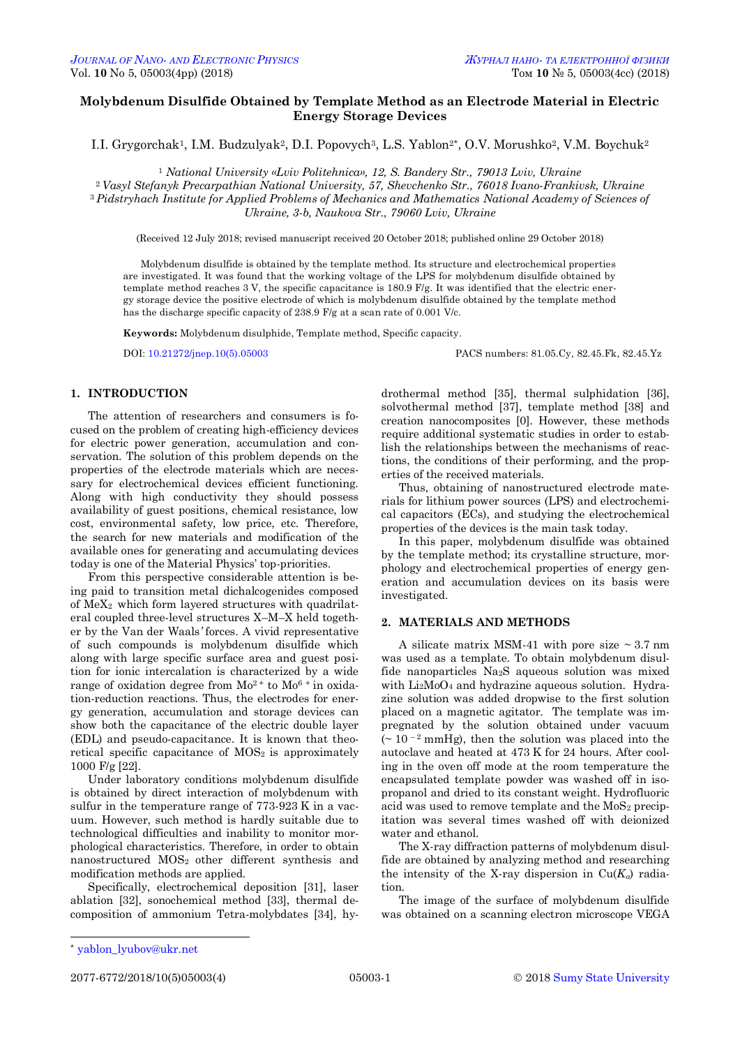# Molybdenum Disulfide Obtained by Template Method as an Electrode Material in Electric Energy Storage Devices

I.I. Grygorchak[1], I.M. Budzulyak[2], D.I. Popovych[3], L.S. Yablon[2*], O.V. Morushko[2], V.M. Boychuk[2]

[1] *National University «Lviv Politehnica», 12, S. Bandery Str., 79013 Lviv, Ukraine*
[2] *Vasyl Stefanyk Precarpathian National University, 57, Shevchenko Str., 76018 Ivano-Frankivsk, Ukraine*
[3] *Pidstryhach Institute for Applied Problems of Mechanics and Mathematics National Academy of Sciences of Ukraine, 3-b, Naukova Str., 79060 Lviv, Ukraine*

(Received 12 July 2018; revised manuscript received 20 October 2018; published online 29 October 2018)

Molybdenum disulfide is obtained by the template method. Its structure and electrochemical properties are investigated. It was found that the working voltage of the LPS for molybdenum disulfide obtained by template method reaches 3 V, the specific capacitance is 180.9 F/g. It was identified that the electric energy storage device the positive electrode of which is molybdenum disulfide obtained by the template method has the discharge specific capacity of 238.9 F/g at a scan rate of 0.001 V/c.

**Keywords:** Molybdenum disulphide, Template method, Specific capacity.

DOI: 10.21272/jnep.10(5).05003

PACS numbers: 81.05.Cy, 82.45.Fk, 82.45.Yz

## 1. INTRODUCTION

The attention of researchers and consumers is focused on the problem of creating high-efficiency devices for electric power generation, accumulation and conservation. The solution of this problem depends on the properties of the electrode materials which are necessary for electrochemical devices efficient functioning. Along with high conductivity they should possess availability of guest positions, chemical resistance, low cost, environmental safety, low price, etc. Therefore, the search for new materials and modification of the available ones for generating and accumulating devices today is one of the Material Physics' top-priorities.

From this perspective considerable attention is being paid to transition metal dichalcogenides composed of $MeX_2$ which form layered structures with quadrilateral coupled three-level structures X–M–X held together by the Van der Waals' forces. A vivid representative of such compounds is molybdenum disulfide which along with large specific surface area and guest position for ionic intercalation is characterized by a wide range of oxidation degree from $Mo^{2+}$ to $Mo^{6+}$ in oxidation-reduction reactions. Thus, the electrodes for energy generation, accumulation and storage devices can show both the capacitance of the electric double layer (EDL) and pseudo-capacitance. It is known that theoretical specific capacitance of $MOS_2$ is approximately 1000 F/g [22].

Under laboratory conditions molybdenum disulfide is obtained by direct interaction of molybdenum with sulfur in the temperature range of 773-923 K in a vacuum. However, such method is hardly suitable due to technological difficulties and inability to monitor morphological characteristics. Therefore, in order to obtain nanostructured $MOS_2$ other different synthesis and modification methods are applied.

Specifically, electrochemical deposition [31], laser ablation [32], sonochemical method [33], thermal decomposition of ammonium Tetra-molybdates [34], hydrothermal method [35], thermal sulphidation [36], solvothermal method [37], template method [38] and creation nanocomposites [0]. However, these methods require additional systematic studies in order to establish the relationships between the mechanisms of reactions, the conditions of their performing, and the properties of the received materials.

Thus, obtaining of nanostructured electrode materials for lithium power sources (LPS) and electrochemical capacitors (ECs), and studying the electrochemical properties of the devices is the main task today.

In this paper, molybdenum disulfide was obtained by the template method; its crystalline structure, morphology and electrochemical properties of energy generation and accumulation devices on its basis were investigated.

## 2. MATERIALS AND METHODS

A silicate matrix MSM-41 with pore size ~ 3.7 nm was used as a template. To obtain molybdenum disulfide nanoparticles $Na_2S$ aqueous solution was mixed with $Li_2MoO_4$ and hydrazine aqueous solution. Hydrazine solution was added dropwise to the first solution placed on a magnetic agitator. The template was impregnated by the solution obtained under vacuum ($\sim 10^{-2}$ mmHg), then the solution was placed into the autoclave and heated at 473 K for 24 hours. After cooling in the oven off mode at the room temperature the encapsulated template powder was washed off in isopropanol and dried to its constant weight. Hydrofluoric acid was used to remove template and the $MoS_2$ precipitation was several times washed off with deionized water and ethanol.

The X-ray diffraction patterns of molybdenum disulfide are obtained by analyzing method and researching the intensity of the X-ray dispersion in Cu($K_\alpha$) radiation.

The image of the surface of molybdenum disulfide was obtained on a scanning electron microscope VEGA

* yablon_lyubov@ukr.net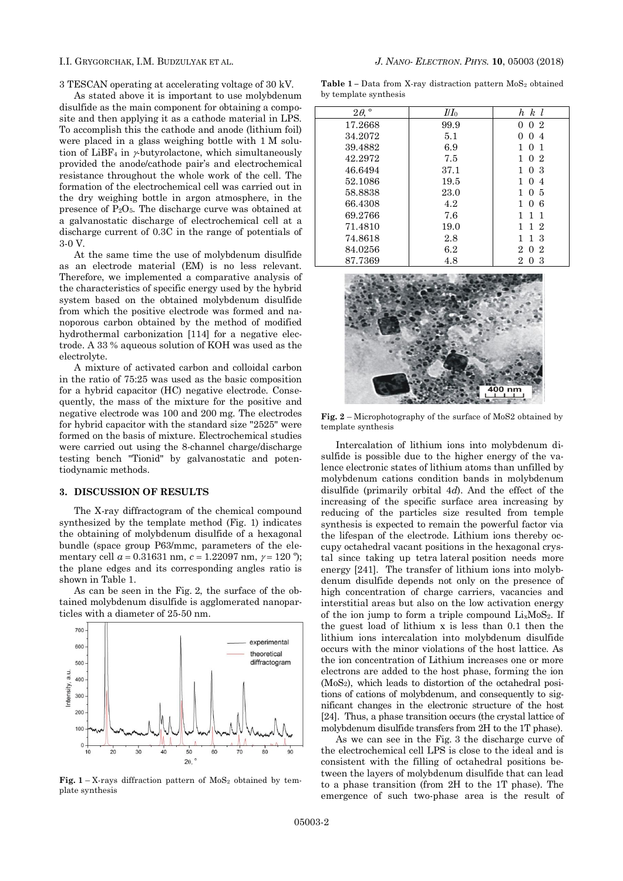3 TESCAN operating at accelerating voltage of 30 kV.

As stated above it is important to use molybdenum disulfide as the main component for obtaining a composite and then applying it as a cathode material in LPS. To accomplish this the cathode and anode (lithium foil) were placed in a glass weighing bottle with 1 M solution of $LiBF_4$ in $\gamma$-butyrolactone, which simultaneously provided the anode/cathode pair's and electrochemical resistance throughout the whole work of the cell. The formation of the electrochemical cell was carried out in the dry weighing bottle in argon atmosphere, in the presence of $P_2O_5$. The discharge curve was obtained at a galvanostatic discharge of electrochemical cell at a discharge current of 0.3C in the range of potentials of 3-0 V.

At the same time the use of molybdenum disulfide as an electrode material (EM) is no less relevant. Therefore, we implemented a comparative analysis of the characteristics of specific energy used by the hybrid system based on the obtained molybdenum disulfide from which the positive electrode was formed and nanoporous carbon obtained by the method of modified hydrothermal carbonization [114] for a negative electrode. A 33 % aqueous solution of KOH was used as the electrolyte.

A mixture of activated carbon and colloidal carbon in the ratio of 75:25 was used as the basic composition for a hybrid capacitor (HC) negative electrode. Consequently, the mass of the mixture for the positive and negative electrodes was 100 and 200 mg. The electrodes for hybrid capacitor with the standard size "2525" were formed on the basis of mixture. Electrochemical studies were carried out using the 8-channel charge/discharge testing bench "Tionid" by galvanostatic and potentiodynamic methods.

## 3. DISCUSSION OF RESULTS

The X-ray diffractogram of the chemical compound synthesized by the template method (Fig. 1) indicates the obtaining of molybdenum disulfide of a hexagonal bundle (space group P63/mmc, parameters of the elementary cell $a = 0.31631$ nm, $c = 1.22097$ nm, $\gamma = 120$ °); the plane edges and its corresponding angles ratio is shown in Table 1.

As can be seen in the Fig. 2, the surface of the obtained molybdenum disulfide is agglomerated nanoparticles with a diameter of 25-50 nm.

**Fig. 1** – X-rays diffraction pattern of $MoS_2$ obtained by template synthesis

**Table 1** – Data from X-ray distraction pattern $MoS_2$ obtained by template synthesis

| $2\theta$, ° | $I/I_0$ | $h\ k\ l$ |
|---|---|---|
| 17.2668 | 99.9 | 0 0 2 |
| 34.2072 | 5.1 | 0 0 4 |
| 39.4882 | 6.9 | 1 0 1 |
| 42.2972 | 7.5 | 1 0 2 |
| 46.6494 | 37.1 | 1 0 3 |
| 52.1086 | 19.5 | 1 0 4 |
| 58.8838 | 23.0 | 1 0 5 |
| 66.4308 | 4.2 | 1 0 6 |
| 69.2766 | 7.6 | 1 1 1 |
| 71.4810 | 19.0 | 1 1 2 |
| 74.8618 | 2.8 | 1 1 3 |
| 84.0256 | 6.2 | 2 0 2 |
| 87.7369 | 4.8 | 2 0 3 |

**Fig. 2** – Microphotography of the surface of MoS2 obtained by template synthesis

Intercalation of lithium ions into molybdenum disulfide is possible due to the higher energy of the valence electronic states of lithium atoms than unfilled by molybdenum cations condition bands in molybdenum disulfide (primarily orbital 4*d*). And the effect of the increasing of the specific surface area increasing by reducing of the particles size resulted from temple synthesis is expected to remain the powerful factor via the lifespan of the electrode. Lithium ions thereby occupy octahedral vacant positions in the hexagonal crystal since taking up tetra lateral position needs more energy [241]. The transfer of lithium ions into molybdenum disulfide depends not only on the presence of high concentration of charge carriers, vacancies and interstitial areas but also on the low activation energy of the ion jump to form a triple compound $Li_xMoS_2$. If the guest load of lithium x is less than 0.1 then the lithium ions intercalation into molybdenum disulfide occurs with the minor violations of the host lattice. As the ion concentration of Lithium increases one or more electrons are added to the host phase, forming the ion ($MoS_2$), which leads to distortion of the octahedral positions of cations of molybdenum, and consequently to significant changes in the electronic structure of the host [24]. Thus, a phase transition occurs (the crystal lattice of molybdenum disulfide transfers from 2H to the 1T phase).

As we can see in the Fig. 3 the discharge curve of the electrochemical cell LPS is close to the ideal and is consistent with the filling of octahedral positions between the layers of molybdenum disulfide that can lead to a phase transition (from 2H to the 1T phase). The emergence of such two-phase area is the result of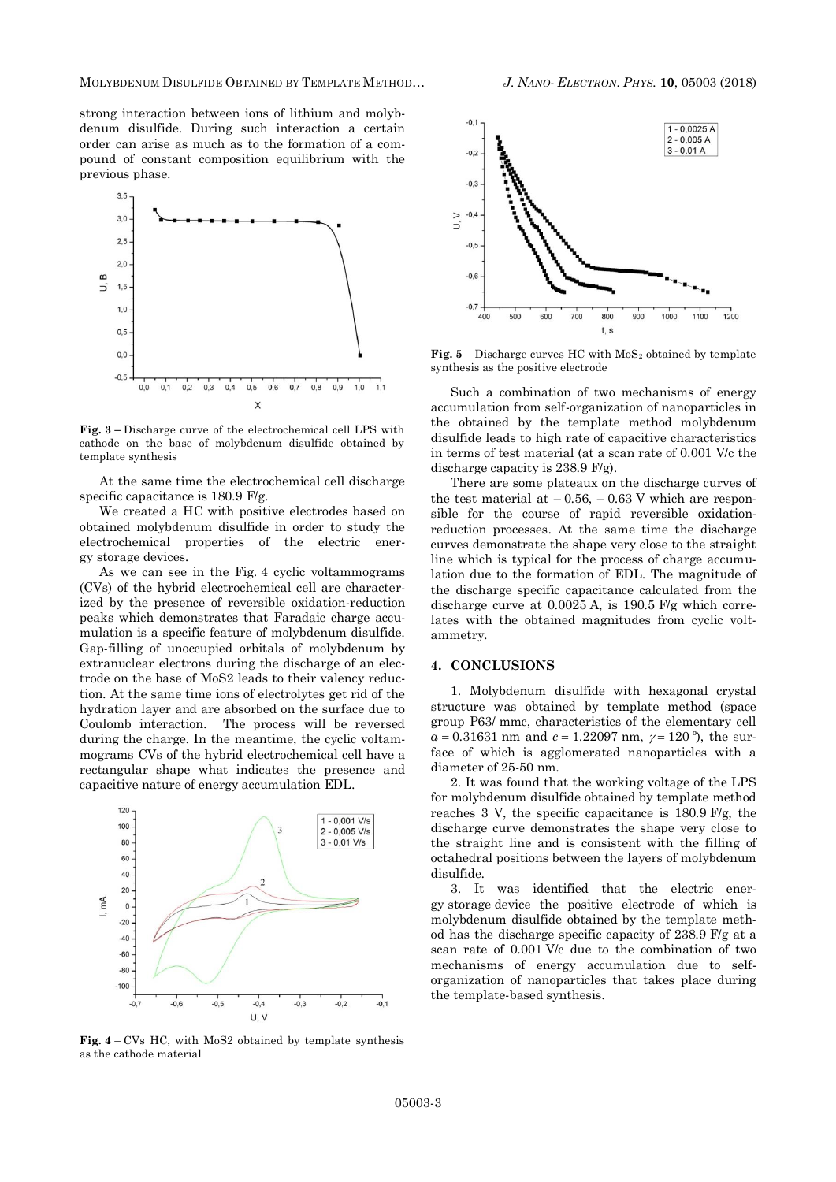strong interaction between ions of lithium and molybdenum disulfide. During such interaction a certain order can arise as much as to the formation of a compound of constant composition equilibrium with the previous phase.

**Fig. 3** – Discharge curve of the electrochemical cell LPS with cathode on the base of molybdenum disulfide obtained by template synthesis

At the same time the electrochemical cell discharge specific capacitance is 180.9 F/g.

We created a HC with positive electrodes based on obtained molybdenum disulfide in order to study the electrochemical properties of the electric energy storage devices.

As we can see in the Fig. 4 cyclic voltammograms (CVs) of the hybrid electrochemical cell are characterized by the presence of reversible oxidation-reduction peaks which demonstrates that Faradaic charge accumulation is a specific feature of molybdenum disulfide. Gap-filling of unoccupied orbitals of molybdenum by extranuclear electrons during the discharge of an electrode on the base of MoS2 leads to their valency reduction. At the same time ions of electrolytes get rid of the hydration layer and are absorbed on the surface due to Coulomb interaction. The process will be reversed during the charge. In the meantime, the cyclic voltammograms CVs of the hybrid electrochemical cell have a rectangular shape what indicates the presence and capacitive nature of energy accumulation EDL.

**Fig. 4** – CVs HC, with MoS2 obtained by template synthesis as the cathode material

**Fig. 5** – Discharge curves HC with $MoS_2$ obtained by template synthesis as the positive electrode

Such a combination of two mechanisms of energy accumulation from self-organization of nanoparticles in the obtained by the template method molybdenum disulfide leads to high rate of capacitive characteristics in terms of test material (at a scan rate of 0.001 V/c the discharge capacity is 238.9 F/g).

There are some plateaux on the discharge curves of the test material at – 0.56, – 0.63 V which are responsible for the course of rapid reversible oxidation-reduction processes. At the same time the discharge curves demonstrate the shape very close to the straight line which is typical for the process of charge accumulation due to the formation of EDL. The magnitude of the discharge specific capacitance calculated from the discharge curve at 0.0025 A, is 190.5 F/g which correlates with the obtained magnitudes from cyclic voltammetry.

## 4. CONCLUSIONS

1. Molybdenum disulfide with hexagonal crystal structure was obtained by template method (space group P63/ mmc, characteristics of the elementary cell $a = 0.31631$ nm and $c = 1.22097$ nm, $\gamma = 120$ º), the surface of which is agglomerated nanoparticles with a diameter of 25-50 nm.

2. It was found that the working voltage of the LPS for molybdenum disulfide obtained by template method reaches 3 V, the specific capacitance is 180.9 F/g, the discharge curve demonstrates the shape very close to the straight line and is consistent with the filling of octahedral positions between the layers of molybdenum disulfide.

3. It was identified that the electric energy storage device the positive electrode of which is molybdenum disulfide obtained by the template method has the discharge specific capacity of 238.9 F/g at a scan rate of 0.001 V/c due to the combination of two mechanisms of energy accumulation due to self-organization of nanoparticles that takes place during the template-based synthesis.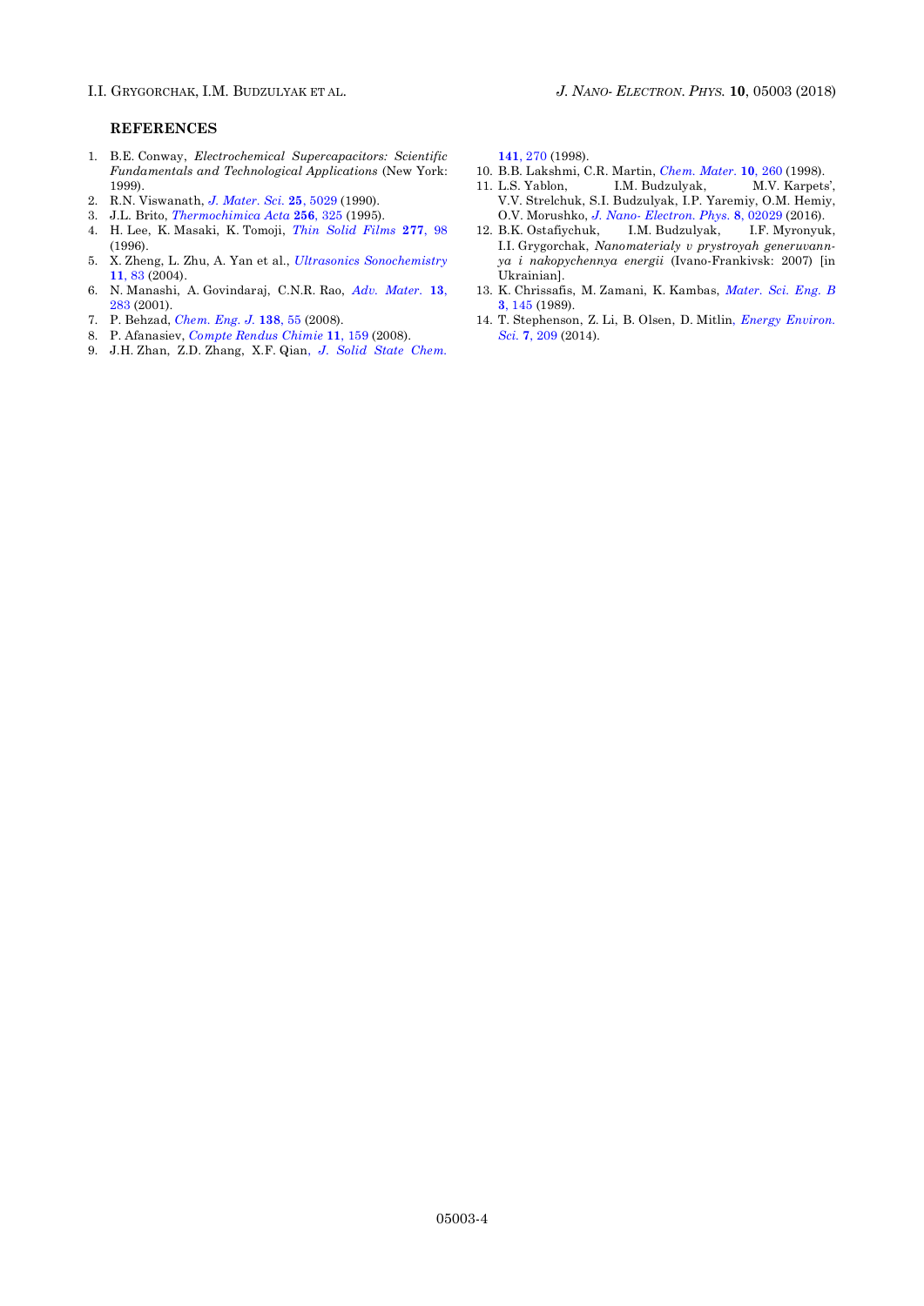## REFERENCES

1. B.E. Conway, *Electrochemical Supercapacitors: Scientific Fundamentals and Technological Applications* (New York: 1999).
2. R.N. Viswanath, *J. Mater. Sci.* **25**, 5029 (1990).
3. J.L. Brito, *Thermochimica Acta* **256**, 325 (1995).
4. H. Lee, K. Masaki, K. Tomoji, *Thin Solid Films* **277**, 98 (1996).
5. X. Zheng, L. Zhu, A. Yan et al., *Ultrasonics Sonochemistry* **11**, 83 (2004).
6. N. Manashi, A. Govindaraj, C.N.R. Rao, *Adv. Mater.* **13**, 283 (2001).
7. P. Behzad, *Chem. Eng. J.* **138**, 55 (2008).
8. P. Afanasiev, *Compte Rendus Chimie* **11**, 159 (2008).
9. J.H. Zhan, Z.D. Zhang, X.F. Qian, *J. Solid State Chem.* **141**, 270 (1998).
10. B.B. Lakshmi, C.R. Martin, *Chem. Mater.* **10**, 260 (1998).
11. L.S. Yablon, I.M. Budzulyak, M.V. Karpets', V.V. Strelchuk, S.I. Budzulyak, I.P. Yaremiy, O.M. Hemiy, O.V. Morushko, *J. Nano- Electron. Phys.* **8**, 02029 (2016).
12. B.K. Ostafiychuk, I.M. Budzulyak, I.F. Myronyuk, I.I. Grygorchak, *Nanomaterialy v prystroyah generuvannya i nakopychennya energii* (Ivano-Frankivsk: 2007) [in Ukrainian].
13. K. Chrissafis, M. Zamani, K. Kambas, *Mater. Sci. Eng. B* **3**, 145 (1989).
14. T. Stephenson, Z. Li, B. Olsen, D. Mitlin, *Energy Environ. Sci.* **7**, 209 (2014).